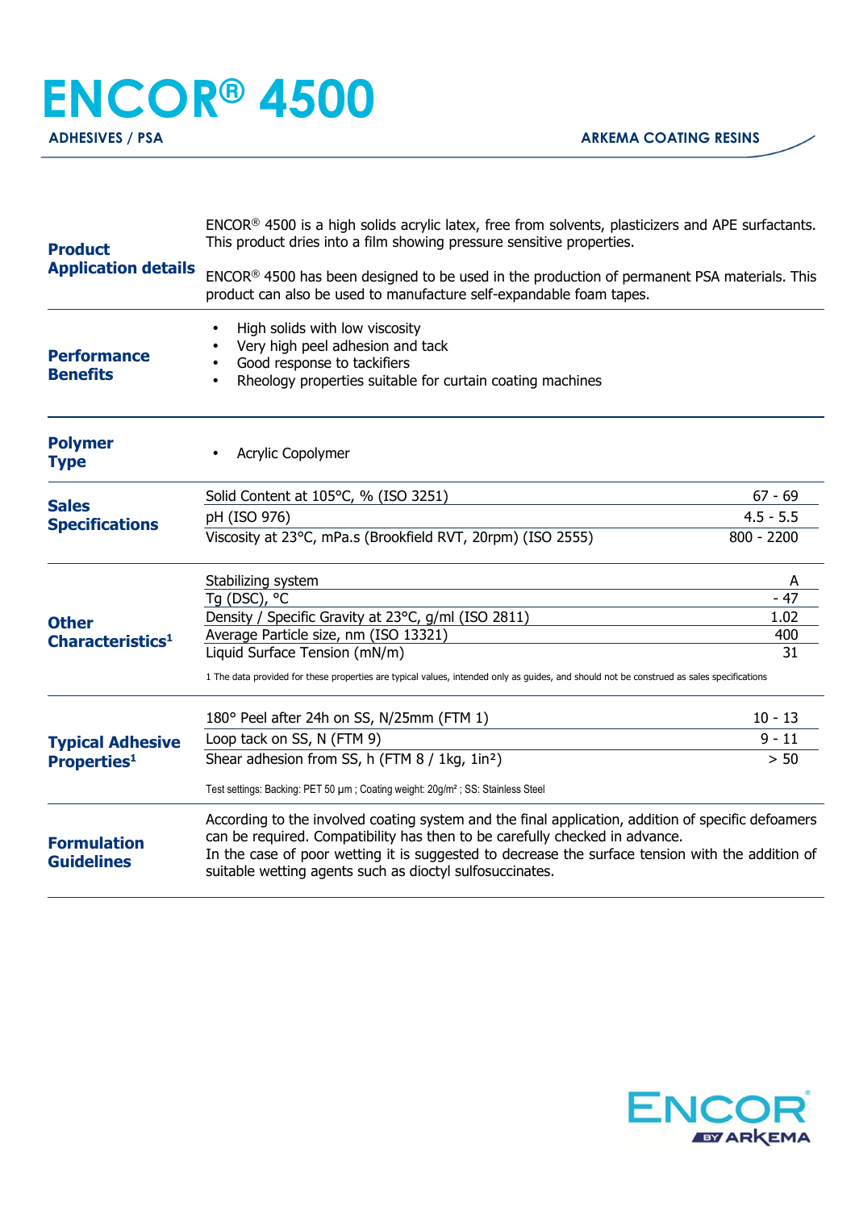# ENCOR® 4500

**ADHESIVES / PSA** — **ARKEMA COATING RESINS**

## Product Application details

ENCOR® 4500 is a high solids acrylic latex, free from solvents, plasticizers and APE surfactants. This product dries into a film showing pressure sensitive properties.

ENCOR® 4500 has been designed to be used in the production of permanent PSA materials. This product can also be used to manufacture self-expandable foam tapes.

## Performance Benefits

- High solids with low viscosity
- Very high peel adhesion and tack
- Good response to tackifiers
- Rheology properties suitable for curtain coating machines

## Polymer Type

- Acrylic Copolymer

## Sales Specifications

| Property | Value |
| --- | --- |
| Solid Content at 105°C, % (ISO 3251) | 67 - 69 |
| pH (ISO 976) | 4.5 - 5.5 |
| Viscosity at 23°C, mPa.s (Brookfield RVT, 20rpm) (ISO 2555) | 800 - 2200 |

## Other Characteristics[1]

| Property | Value |
| --- | --- |
| Stabilizing system | A |
| Tg (DSC), °C | - 47 |
| Density / Specific Gravity at 23°C, g/ml (ISO 2811) | 1.02 |
| Average Particle size, nm (ISO 13321) | 400 |
| Liquid Surface Tension (mN/m) | 31 |

1 The data provided for these properties are typical values, intended only as guides, and should not be construed as sales specifications

## Typical Adhesive Properties[1]

| Property | Value |
| --- | --- |
| 180° Peel after 24h on SS, N/25mm (FTM 1) | 10 - 13 |
| Loop tack on SS, N (FTM 9) | 9 - 11 |
| Shear adhesion from SS, h (FTM 8 / 1kg, 1in²) | > 50 |

Test settings: Backing: PET 50 µm ; Coating weight: 20g/m² ; SS: Stainless Steel

## Formulation Guidelines

According to the involved coating system and the final application, addition of specific defoamers can be required. Compatibility has then to be carefully checked in advance.
In the case of poor wetting it is suggested to decrease the surface tension with the addition of suitable wetting agents such as dioctyl sulfosuccinates.

ENCOR BY ARKEMA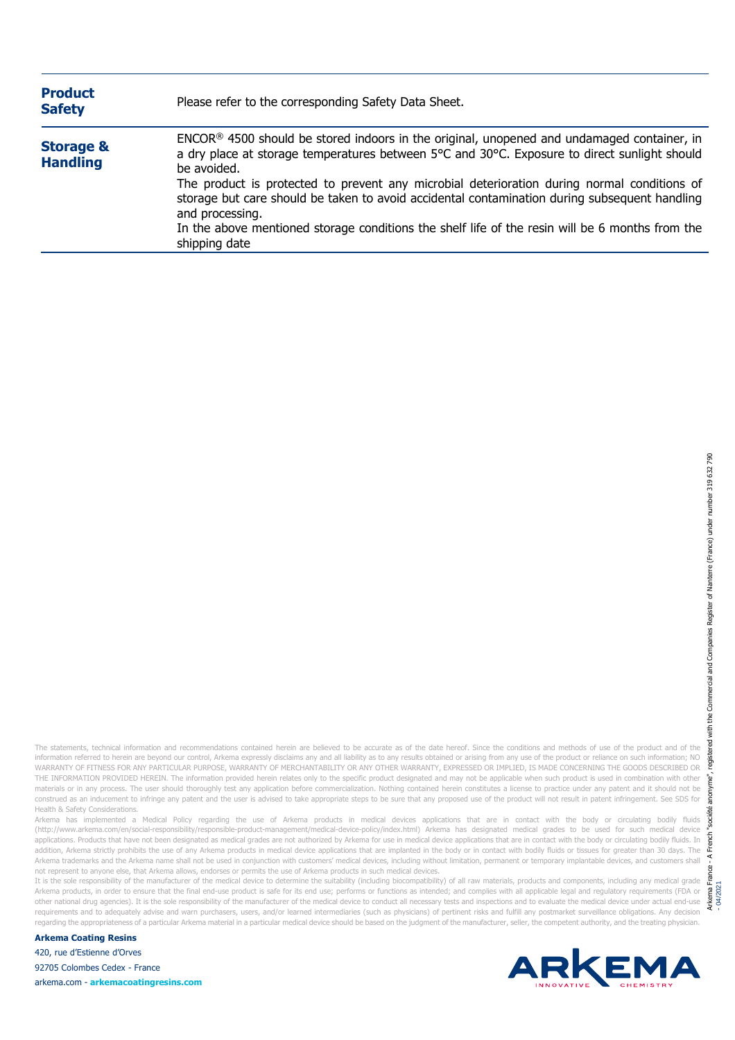| | |
|---|---|
| **Product Safety** | Please refer to the corresponding Safety Data Sheet. |
| **Storage & Handling** | ENCOR® 4500 should be stored indoors in the original, unopened and undamaged container, in a dry place at storage temperatures between 5°C and 30°C. Exposure to direct sunlight should be avoided.<br>The product is protected to prevent any microbial deterioration during normal conditions of storage but care should be taken to avoid accidental contamination during subsequent handling and processing.<br>In the above mentioned storage conditions the shelf life of the resin will be 6 months from the shipping date |

The statements, technical information and recommendations contained herein are believed to be accurate as of the date hereof. Since the conditions and methods of use of the product and of the information referred to herein are beyond our control, Arkema expressly disclaims any and all liability as to any results obtained or arising from any use of the product or reliance on such information; NO WARRANTY OF FITNESS FOR ANY PARTICULAR PURPOSE, WARRANTY OF MERCHANTABILITY OR ANY OTHER WARRANTY, EXPRESSED OR IMPLIED, IS MADE CONCERNING THE GOODS DESCRIBED OR THE INFORMATION PROVIDED HEREIN. The information provided herein relates only to the specific product designated and may not be applicable when such product is used in combination with other materials or in any process. The user should thoroughly test any application before commercialization. Nothing contained herein constitutes a license to practice under any patent and it should not be construed as an inducement to infringe any patent and the user is advised to take appropriate steps to be sure that any proposed use of the product will not result in patent infringement. See SDS for Health & Safety Considerations.

Arkema has implemented a Medical Policy regarding the use of Arkema products in medical devices applications that are in contact with the body or circulating bodily fluids (http://www.arkema.com/en/social-responsibility/responsible-product-management/medical-device-policy/index.html) Arkema has designated medical grades to be used for such medical device applications. Products that have not been designated as medical grades are not authorized by Arkema for use in medical device applications that are in contact with the body or circulating bodily fluids. In addition, Arkema strictly prohibits the use of any Arkema products in medical device applications that are implanted in the body or in contact with bodily fluids or tissues for greater than 30 days. The Arkema trademarks and the Arkema name shall not be used in conjunction with customers' medical devices, including without limitation, permanent or temporary implantable devices, and customers shall not represent to anyone else, that Arkema allows, endorses or permits the use of Arkema products in such medical devices.

It is the sole responsibility of the manufacturer of the medical device to determine the suitability (including biocompatibility) of all raw materials, products and components, including any medical grade Arkema products, in order to ensure that the final end-use product is safe for its end use; performs or functions as intended; and complies with all applicable legal and regulatory requirements (FDA or other national drug agencies). It is the sole responsibility of the manufacturer of the medical device to conduct all necessary tests and inspections and to evaluate the medical device under actual end-use requirements and to adequately advise and warn purchasers, users, and/or learned intermediaries (such as physicians) of pertinent risks and fulfill any postmarket surveillance obligations. Any decision regarding the appropriateness of a particular Arkema material in a particular medical device should be based on the judgment of the manufacturer, seller, the competent authority, and the treating physician.

**Arkema Coating Resins**
420, rue d'Estienne d'Orves
92705 Colombes Cedex - France
arkema.com - **arkemacoatingresins.com**

Arkema France - A French "société anonyme", registered with the Commercial and Companies Register of Nanterre (France) under number 319 632 790 - 04/2021